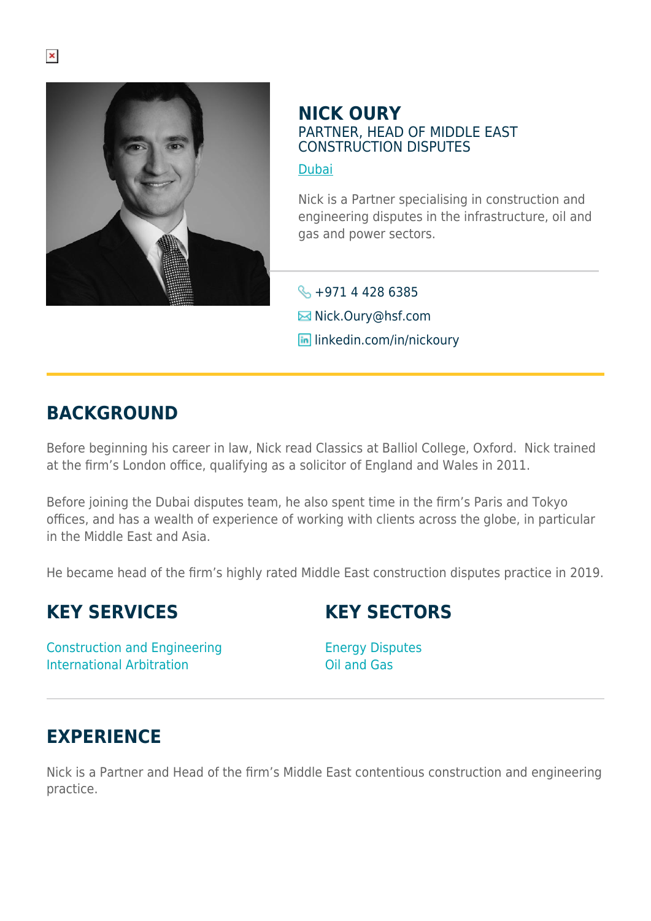# NICK OURY

PARTNER, HEAD OF MIDDLE EAST CONSTRUCTION DISPUTES

Dubai

Nick is a Partner specialising in construction and engineering disputes in the infrastructure, oil and gas and power sectors.

+971 4 428 6385

Nick.Oury@hsf.com

linkedin.com/in/nickoury

## BACKGROUND

Before beginning his career in law, Nick read Classics at Balliol College, Oxford. Nick trained at the firm's London office, qualifying as a solicitor of England and Wales in 2011.

Before joining the Dubai disputes team, he also spent time in the firm's Paris and Tokyo offices, and has a wealth of experience of working with clients across the globe, in particular in the Middle East and Asia.

He became head of the firm's highly rated Middle East construction disputes practice in 2019.

## KEY SERVICES

Construction and Engineering
International Arbitration

## KEY SECTORS

Energy Disputes
Oil and Gas

## EXPERIENCE

Nick is a Partner and Head of the firm's Middle East contentious construction and engineering practice.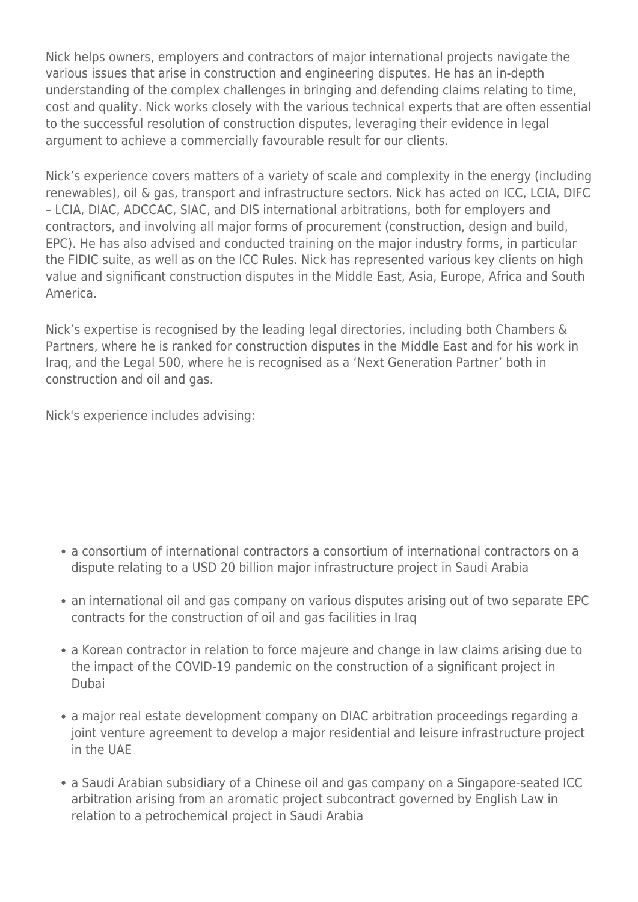Nick helps owners, employers and contractors of major international projects navigate the various issues that arise in construction and engineering disputes. He has an in-depth understanding of the complex challenges in bringing and defending claims relating to time, cost and quality. Nick works closely with the various technical experts that are often essential to the successful resolution of construction disputes, leveraging their evidence in legal argument to achieve a commercially favourable result for our clients.

Nick's experience covers matters of a variety of scale and complexity in the energy (including renewables), oil & gas, transport and infrastructure sectors. Nick has acted on ICC, LCIA, DIFC – LCIA, DIAC, ADCCAC, SIAC, and DIS international arbitrations, both for employers and contractors, and involving all major forms of procurement (construction, design and build, EPC). He has also advised and conducted training on the major industry forms, in particular the FIDIC suite, as well as on the ICC Rules. Nick has represented various key clients on high value and significant construction disputes in the Middle East, Asia, Europe, Africa and South America.

Nick's expertise is recognised by the leading legal directories, including both Chambers & Partners, where he is ranked for construction disputes in the Middle East and for his work in Iraq, and the Legal 500, where he is recognised as a 'Next Generation Partner' both in construction and oil and gas.

Nick's experience includes advising:

- a consortium of international contractors a consortium of international contractors on a dispute relating to a USD 20 billion major infrastructure project in Saudi Arabia
- an international oil and gas company on various disputes arising out of two separate EPC contracts for the construction of oil and gas facilities in Iraq
- a Korean contractor in relation to force majeure and change in law claims arising due to the impact of the COVID-19 pandemic on the construction of a significant project in Dubai
- a major real estate development company on DIAC arbitration proceedings regarding a joint venture agreement to develop a major residential and leisure infrastructure project in the UAE
- a Saudi Arabian subsidiary of a Chinese oil and gas company on a Singapore-seated ICC arbitration arising from an aromatic project subcontract governed by English Law in relation to a petrochemical project in Saudi Arabia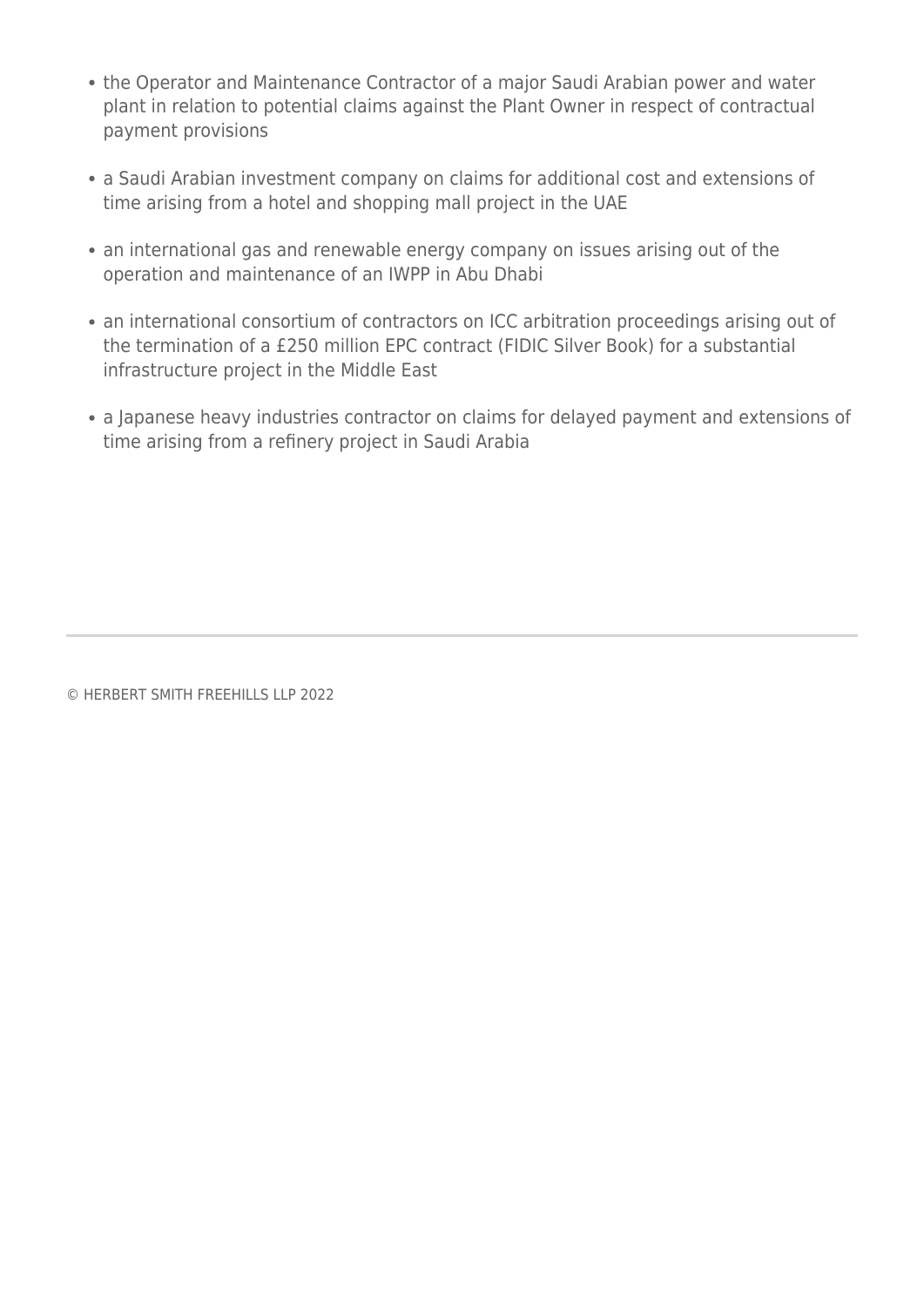- the Operator and Maintenance Contractor of a major Saudi Arabian power and water plant in relation to potential claims against the Plant Owner in respect of contractual payment provisions
- a Saudi Arabian investment company on claims for additional cost and extensions of time arising from a hotel and shopping mall project in the UAE
- an international gas and renewable energy company on issues arising out of the operation and maintenance of an IWPP in Abu Dhabi
- an international consortium of contractors on ICC arbitration proceedings arising out of the termination of a £250 million EPC contract (FIDIC Silver Book) for a substantial infrastructure project in the Middle East
- a Japanese heavy industries contractor on claims for delayed payment and extensions of time arising from a refinery project in Saudi Arabia

© HERBERT SMITH FREEHILLS LLP 2022